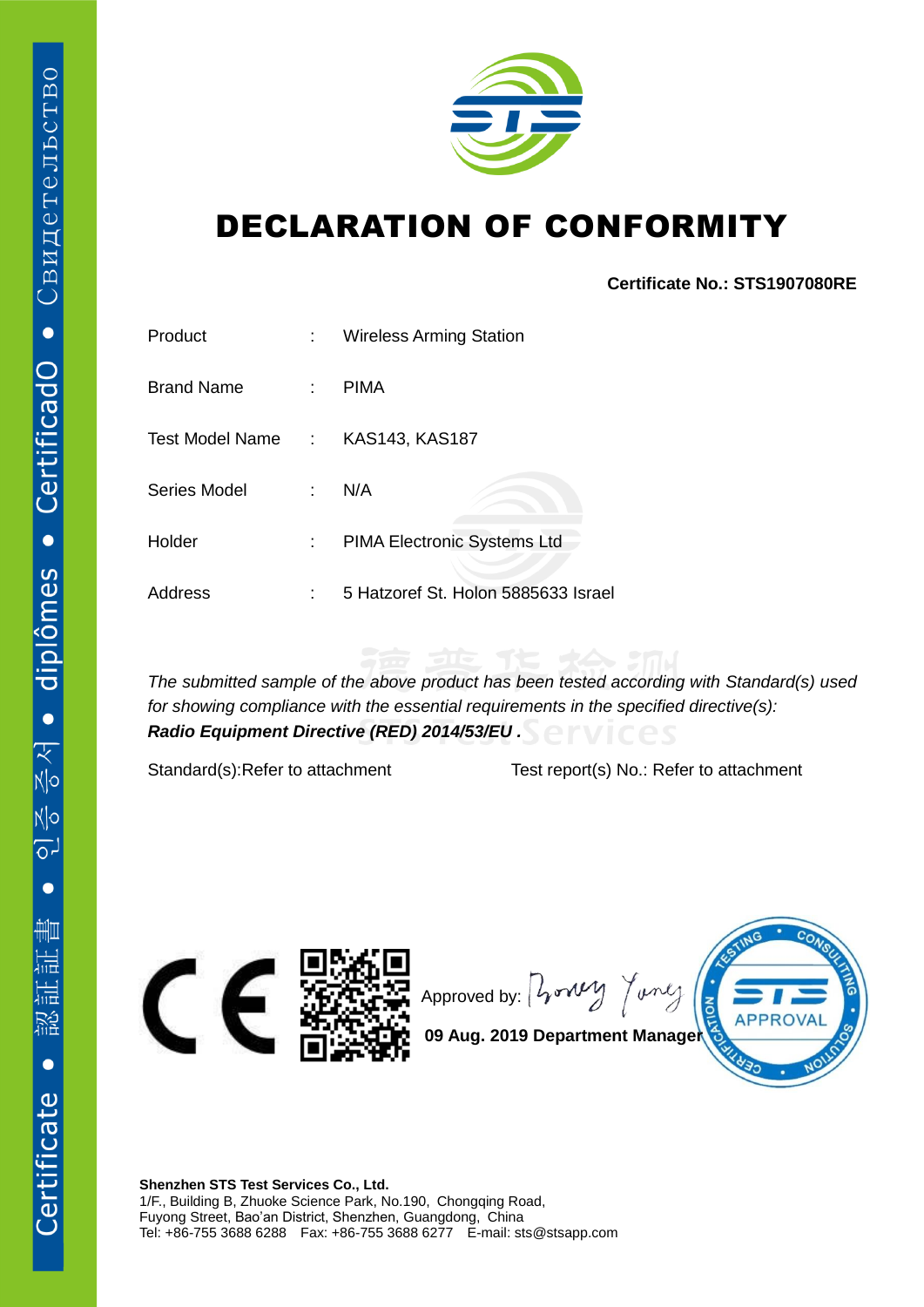# DECLARATION OF CONFORMITY

**Certificate No.: STS1907080RE**

| | | |
|---|---|---|
| Product | : | Wireless Arming Station |
| Brand Name | : | PIMA |
| Test Model Name | : | KAS143, KAS187 |
| Series Model | : | N/A |
| Holder | : | PIMA Electronic Systems Ltd |
| Address | : | 5 Hatzoref St. Holon 5885633 Israel |

*The submitted sample of the above product has been tested according with Standard(s) used for showing compliance with the essential requirements in the specified directive(s):*
***Radio Equipment Directive (RED) 2014/53/EU .***

Standard(s):Refer to attachment    Test report(s) No.: Refer to attachment

Approved by:

**09 Aug. 2019 Department Manager**

**Shenzhen STS Test Services Co., Ltd.**
1/F., Building B, Zhuoke Science Park, No.190, Chongqing Road,
Fuyong Street, Bao'an District, Shenzhen, Guangdong, China
Tel: +86-755 3688 6288 Fax: +86-755 3688 6277 E-mail: sts@stsapp.com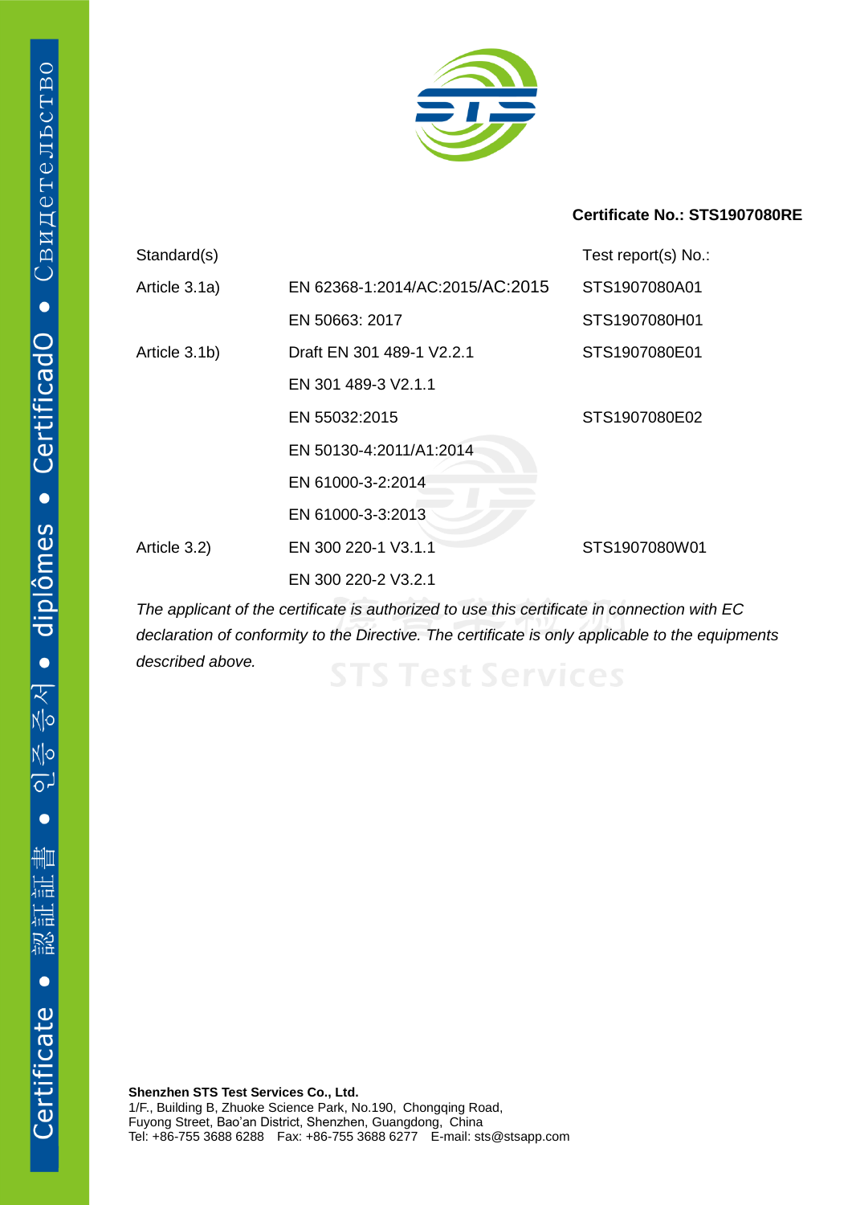**Certificate No.: STS1907080RE**

| Standard(s) | | Test report(s) No.: |
|---|---|---|
| Article 3.1a) | EN 62368-1:2014/AC:2015/AC:2015 | STS1907080A01 |
| | EN 50663: 2017 | STS1907080H01 |
| Article 3.1b) | Draft EN 301 489-1 V2.2.1 | STS1907080E01 |
| | EN 301 489-3 V2.1.1 | |
| | EN 55032:2015 | STS1907080E02 |
| | EN 50130-4:2011/A1:2014 | |
| | EN 61000-3-2:2014 | |
| | EN 61000-3-3:2013 | |
| Article 3.2) | EN 300 220-1 V3.1.1 | STS1907080W01 |
| | EN 300 220-2 V3.2.1 | |

*The applicant of the certificate is authorized to use this certificate in connection with EC declaration of conformity to the Directive. The certificate is only applicable to the equipments described above.*

**Shenzhen STS Test Services Co., Ltd.**
1/F., Building B, Zhuoke Science Park, No.190, Chongqing Road,
Fuyong Street, Bao'an District, Shenzhen, Guangdong, China
Tel: +86-755 3688 6288 Fax: +86-755 3688 6277 E-mail: sts@stsapp.com